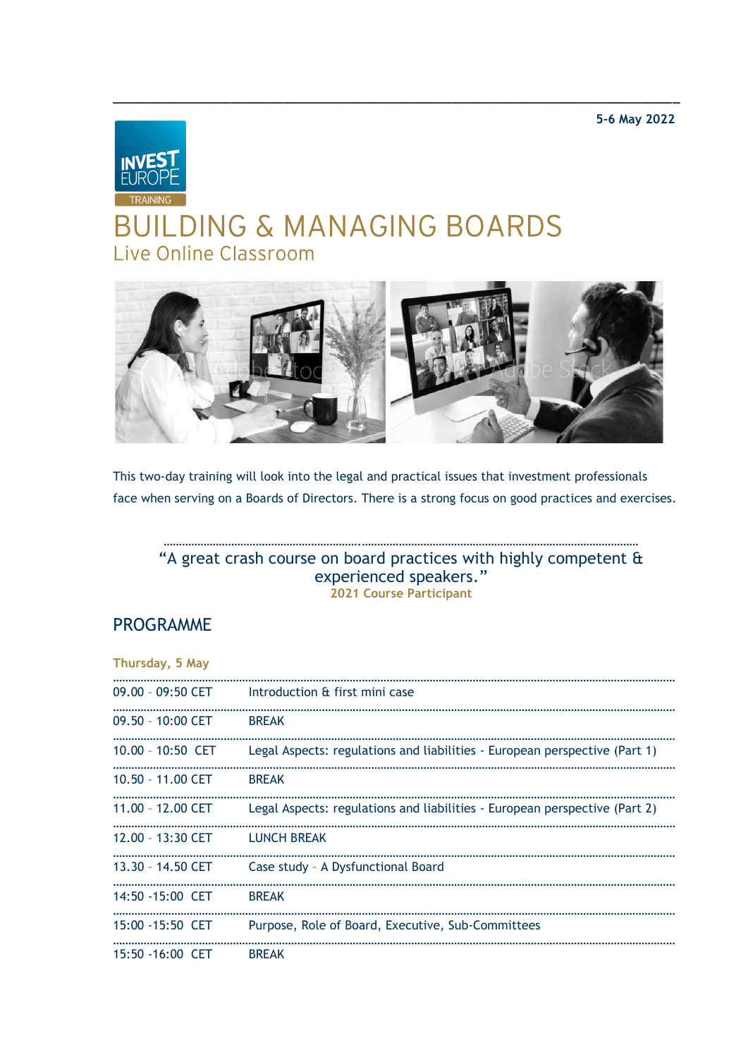5-6 May 2022

INVEST EUROPE TRAINING

# BUILDING & MANAGING BOARDS

## Live Online Classroom

This two-day training will look into the legal and practical issues that investment professionals face when serving on a Boards of Directors. There is a strong focus on good practices and exercises.

"A great crash course on board practices with highly competent & experienced speakers."
**2021 Course Participant**

## PROGRAMME

### Thursday, 5 May

| | |
|---|---|
| 09.00 – 09:50 CET | Introduction & first mini case |
| 09.50 – 10:00 CET | BREAK |
| 10.00 – 10:50 CET | Legal Aspects: regulations and liabilities - European perspective (Part 1) |
| 10.50 – 11.00 CET | BREAK |
| 11.00 – 12.00 CET | Legal Aspects: regulations and liabilities - European perspective (Part 2) |
| 12.00 – 13:30 CET | LUNCH BREAK |
| 13.30 – 14.50 CET | Case study – A Dysfunctional Board |
| 14:50 -15:00 CET | BREAK |
| 15:00 -15:50 CET | Purpose, Role of Board, Executive, Sub-Committees |
| 15:50 -16:00 CET | BREAK |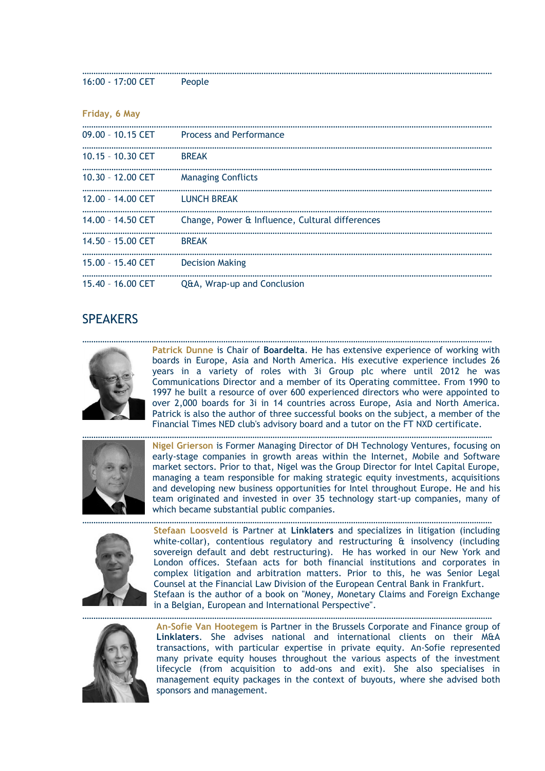| | |
|---|---|
| 16:00 - 17:00 CET | People |

**Friday, 6 May**

| | |
|---|---|
| 09.00 – 10.15 CET | Process and Performance |
| 10.15 – 10.30 CET | BREAK |
| 10.30 – 12.00 CET | Managing Conflicts |
| 12.00 – 14.00 CET | LUNCH BREAK |
| 14.00 – 14.50 CET | Change, Power & Influence, Cultural differences |
| 14.50 – 15.00 CET | BREAK |
| 15.00 – 15.40 CET | Decision Making |
| 15.40 – 16.00 CET | Q&A, Wrap-up and Conclusion |

## SPEAKERS

**Patrick Dunne** is Chair of **Boardelta**. He has extensive experience of working with boards in Europe, Asia and North America. His executive experience includes 26 years in a variety of roles with 3i Group plc where until 2012 he was Communications Director and a member of its Operating committee. From 1990 to 1997 he built a resource of over 600 experienced directors who were appointed to over 2,000 boards for 3i in 14 countries across Europe, Asia and North America. Patrick is also the author of three successful books on the subject, a member of the Financial Times NED club's advisory board and a tutor on the FT NXD certificate.

**Nigel Grierson** is Former Managing Director of DH Technology Ventures, focusing on early-stage companies in growth areas within the Internet, Mobile and Software market sectors. Prior to that, Nigel was the Group Director for Intel Capital Europe, managing a team responsible for making strategic equity investments, acquisitions and developing new business opportunities for Intel throughout Europe. He and his team originated and invested in over 35 technology start-up companies, many of which became substantial public companies.

**Stefaan Loosveld** is Partner at **Linklaters** and specializes in litigation (including white-collar), contentious regulatory and restructuring & insolvency (including sovereign default and debt restructuring). He has worked in our New York and London offices. Stefaan acts for both financial institutions and corporates in complex litigation and arbitration matters. Prior to this, he was Senior Legal Counsel at the Financial Law Division of the European Central Bank in Frankfurt. Stefaan is the author of a book on "Money, Monetary Claims and Foreign Exchange in a Belgian, European and International Perspective".

**An-Sofie Van Hootegem** is Partner in the Brussels Corporate and Finance group of **Linklaters**. She advises national and international clients on their M&A transactions, with particular expertise in private equity. An-Sofie represented many private equity houses throughout the various aspects of the investment lifecycle (from acquisition to add-ons and exit). She also specialises in management equity packages in the context of buyouts, where she advised both sponsors and management.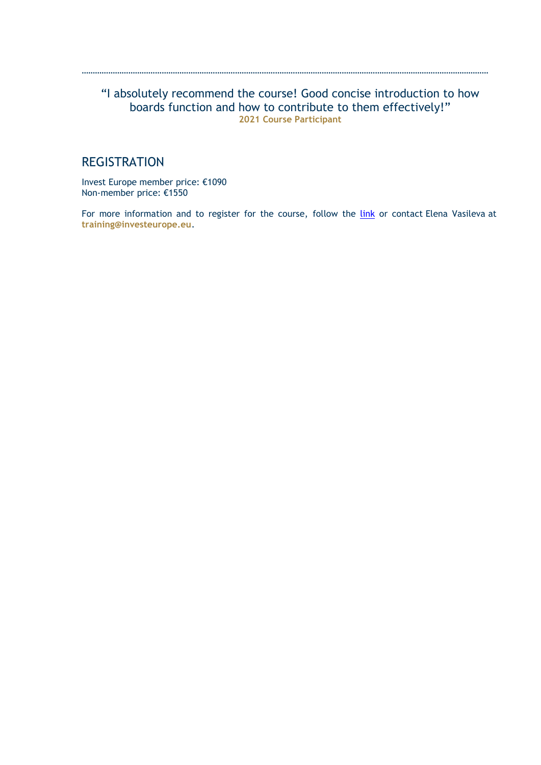"I absolutely recommend the course! Good concise introduction to how boards function and how to contribute to them effectively!"
**2021 Course Participant**

## REGISTRATION

Invest Europe member price: €1090
Non-member price: €1550

For more information and to register for the course, follow the link or contact Elena Vasileva at **training@investeurope.eu**.